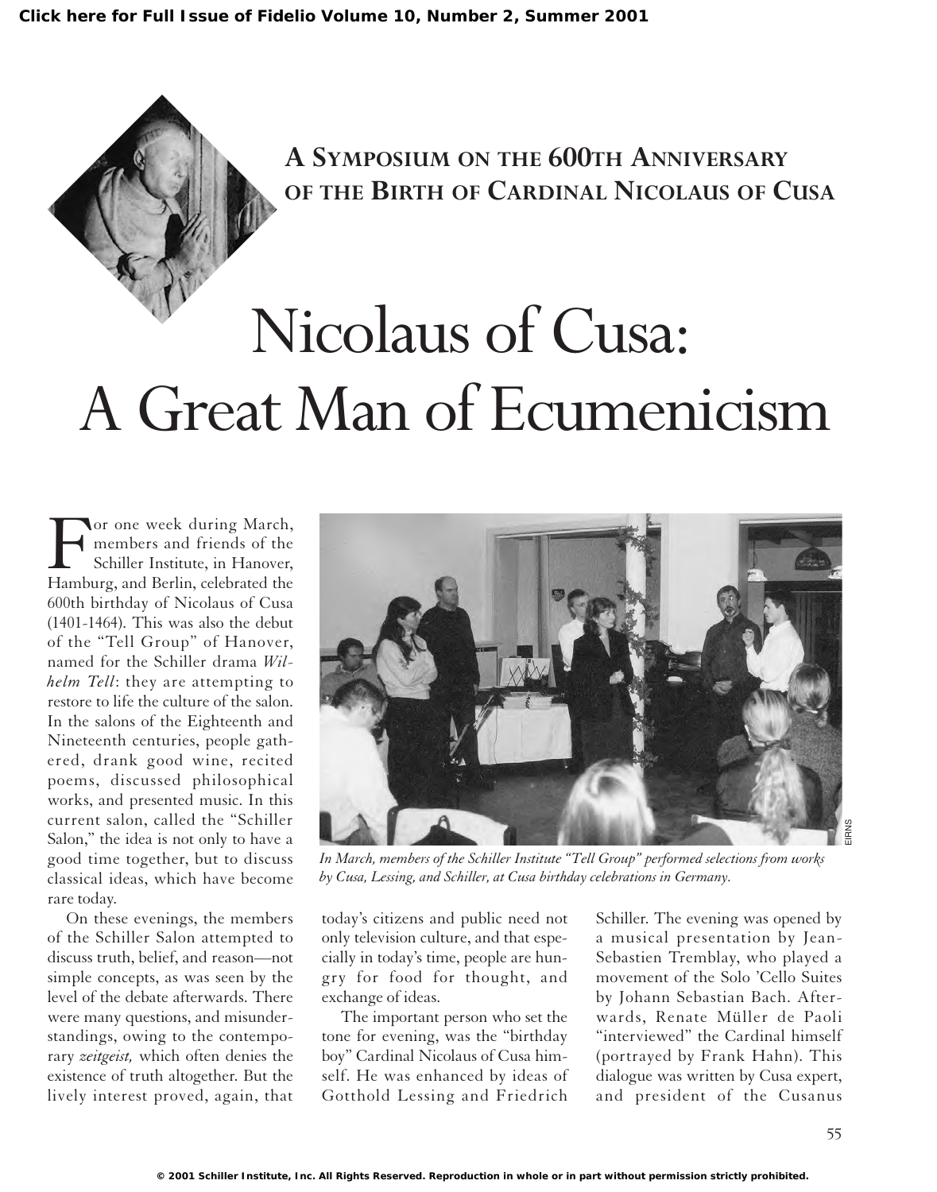Click here for Full Issue of Fidelio Volume 10, Number 2, Summer 2001

### A Symposium on the 600th Anniversary of the Birth of Cardinal Nicolaus of Cusa

# Nicolaus of Cusa: A Great Man of Ecumenicism

For one week during March, members and friends of the Schiller Institute, in Hanover, Hamburg, and Berlin, celebrated the 600th birthday of Nicolaus of Cusa (1401-1464). This was also the debut of the "Tell Group" of Hanover, named for the Schiller drama *Wilhelm Tell*: they are attempting to restore to life the culture of the salon. In the salons of the Eighteenth and Nineteenth centuries, people gathered, drank good wine, recited poems, discussed philosophical works, and presented music. In this current salon, called the "Schiller Salon," the idea is not only to have a good time together, but to discuss classical ideas, which have become rare today.

On these evenings, the members of the Schiller Salon attempted to discuss truth, belief, and reason—not simple concepts, as was seen by the level of the debate afterwards. There were many questions, and misunderstandings, owing to the contemporary *zeitgeist,* which often denies the existence of truth altogether. But the lively interest proved, again, that today's citizens and public need not only television culture, and that especially in today's time, people are hungry for food for thought, and exchange of ideas.

The important person who set the tone for evening, was the "birthday boy" Cardinal Nicolaus of Cusa himself. He was enhanced by ideas of Gotthold Lessing and Friedrich Schiller. The evening was opened by a musical presentation by Jean-Sebastien Tremblay, who played a movement of the Solo 'Cello Suites by Johann Sebastian Bach. Afterwards, Renate Müller de Paoli "interviewed" the Cardinal himself (portrayed by Frank Hahn). This dialogue was written by Cusa expert, and president of the Cusanus

*In March, members of the Schiller Institute "Tell Group" performed selections from works by Cusa, Lessing, and Schiller, at Cusa birthday celebrations in Germany.*

© 2001 Schiller Institute, Inc. All Rights Reserved. Reproduction in whole or in part without permission strictly prohibited.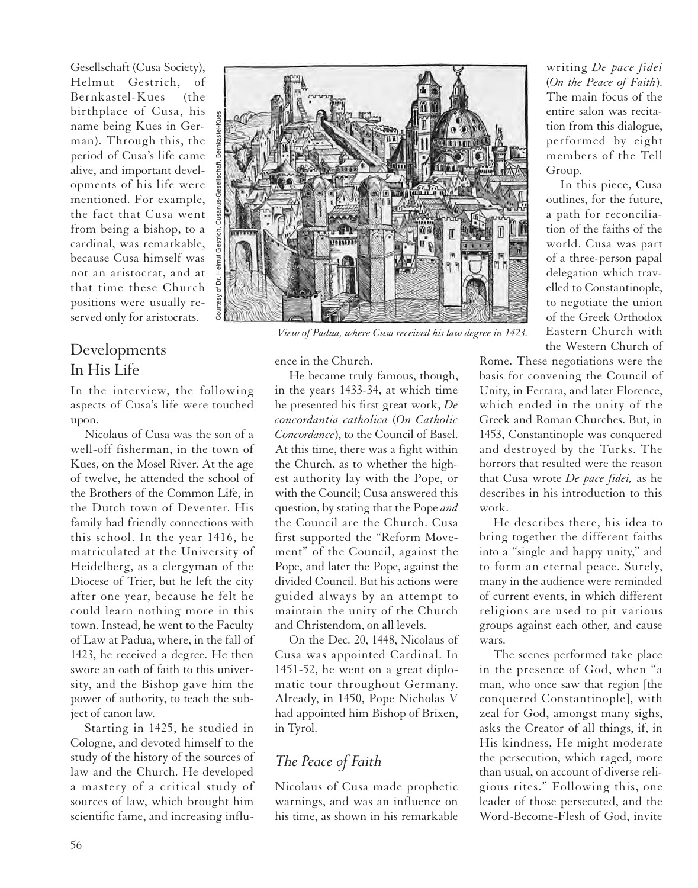Gesellschaft (Cusa Society), Helmut Gestrich, of Bernkastel-Kues (the birthplace of Cusa, his name being Kues in German). Through this, the period of Cusa's life came alive, and important developments of his life were mentioned. For example, the fact that Cusa went from being a bishop, to a cardinal, was remarkable, because Cusa himself was not an aristocrat, and at that time these Church positions were usually reserved only for aristocrats.

*View of Padua, where Cusa received his law degree in 1423.*

Courtesy of Dr. Helmut Gestrich, Cusanus-Gesellschaft, Bernkastel-Kues

## Developments In His Life

In the interview, the following aspects of Cusa's life were touched upon.

Nicolaus of Cusa was the son of a well-off fisherman, in the town of Kues, on the Mosel River. At the age of twelve, he attended the school of the Brothers of the Common Life, in the Dutch town of Deventer. His family had friendly connections with this school. In the year 1416, he matriculated at the University of Heidelberg, as a clergyman of the Diocese of Trier, but he left the city after one year, because he felt he could learn nothing more in this town. Instead, he went to the Faculty of Law at Padua, where, in the fall of 1423, he received a degree. He then swore an oath of faith to this university, and the Bishop gave him the power of authority, to teach the subject of canon law.

Starting in 1425, he studied in Cologne, and devoted himself to the study of the history of the sources of law and the Church. He developed a mastery of a critical study of sources of law, which brought him scientific fame, and increasing influence in the Church.

He became truly famous, though, in the years 1433-34, at which time he presented his first great work, *De concordantia catholica* (*On Catholic Concordance*), to the Council of Basel. At this time, there was a fight within the Church, as to whether the highest authority lay with the Pope, or with the Council; Cusa answered this question, by stating that the Pope *and* the Council are the Church. Cusa first supported the "Reform Movement" of the Council, against the Pope, and later the Pope, against the divided Council. But his actions were guided always by an attempt to maintain the unity of the Church and Christendom, on all levels.

On the Dec. 20, 1448, Nicolaus of Cusa was appointed Cardinal. In 1451-52, he went on a great diplomatic tour throughout Germany. Already, in 1450, Pope Nicholas V had appointed him Bishop of Brixen, in Tyrol.

### *The Peace of Faith*

Nicolaus of Cusa made prophetic warnings, and was an influence on his time, as shown in his remarkable writing *De pace fidei* (*On the Peace of Faith*). The main focus of the entire salon was recitation from this dialogue, performed by eight members of the Tell Group.

In this piece, Cusa outlines, for the future, a path for reconciliation of the faiths of the world. Cusa was part of a three-person papal delegation which travelled to Constantinople, to negotiate the union of the Greek Orthodox Eastern Church with the Western Church of Rome. These negotiations were the basis for convening the Council of Unity, in Ferrara, and later Florence, which ended in the unity of the Greek and Roman Churches. But, in 1453, Constantinople was conquered and destroyed by the Turks. The horrors that resulted were the reason that Cusa wrote *De pace fidei,* as he describes in his introduction to this work.

He describes there, his idea to bring together the different faiths into a "single and happy unity," and to form an eternal peace. Surely, many in the audience were reminded of current events, in which different religions are used to pit various groups against each other, and cause wars.

The scenes performed take place in the presence of God, when "a man, who once saw that region [the conquered Constantinople], with zeal for God, amongst many sighs, asks the Creator of all things, if, in His kindness, He might moderate the persecution, which raged, more than usual, on account of diverse religious rites." Following this, one leader of those persecuted, and the Word-Become-Flesh of God, invite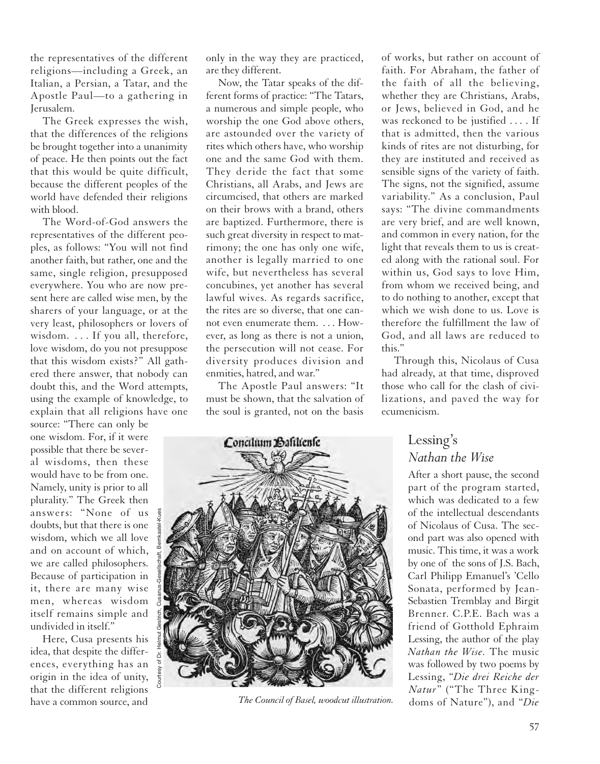the representatives of the different religions—including a Greek, an Italian, a Persian, a Tatar, and the Apostle Paul—to a gathering in Jerusalem.

The Greek expresses the wish, that the differences of the religions be brought together into a unanimity of peace. He then points out the fact that this would be quite difficult, because the different peoples of the world have defended their religions with blood.

The Word-of-God answers the representatives of the different peoples, as follows: "You will not find another faith, but rather, one and the same, single religion, presupposed everywhere. You who are now present here are called wise men, by the sharers of your language, or at the very least, philosophers or lovers of wisdom. . . . If you all, therefore, love wisdom, do you not presuppose that this wisdom exists?" All gathered there answer, that nobody can doubt this, and the Word attempts, using the example of knowledge, to explain that all religions have one source: "There can only be one wisdom. For, if it were possible that there be several wisdoms, then these would have to be from one. Namely, unity is prior to all plurality." The Greek then answers: "None of us doubts, but that there is one wisdom, which we all love and on account of which, we are called philosophers. Because of participation in it, there are many wise men, whereas wisdom itself remains simple and undivided in itself."

Here, Cusa presents his idea, that despite the differences, everything has an origin in the idea of unity, that the different religions have a common source, and only in the way they are practiced, are they different.

Now, the Tatar speaks of the different forms of practice: "The Tatars, a numerous and simple people, who worship the one God above others, are astounded over the variety of rites which others have, who worship one and the same God with them. They deride the fact that some Christians, all Arabs, and Jews are circumcised, that others are marked on their brows with a brand, others are baptized. Furthermore, there is such great diversity in respect to matrimony; the one has only one wife, another is legally married to one wife, but nevertheless has several concubines, yet another has several lawful wives. As regards sacrifice, the rites are so diverse, that one cannot even enumerate them. . . . However, as long as there is not a union, the persecution will not cease. For diversity produces division and enmities, hatred, and war."

The Apostle Paul answers: "It must be shown, that the salvation of the soul is granted, not on the basis of works, but rather on account of faith. For Abraham, the father of the faith of all the believing, whether they are Christians, Arabs, or Jews, believed in God, and he was reckoned to be justified . . . . If that is admitted, then the various kinds of rites are not disturbing, for they are instituted and received as sensible signs of the variety of faith. The signs, not the signified, assume variability." As a conclusion, Paul says: "The divine commandments are very brief, and are well known, and common in every nation, for the light that reveals them to us is created along with the rational soul. For within us, God says to love Him, from whom we received being, and to do nothing to another, except that which we wish done to us. Love is therefore the fulfillment the law of God, and all laws are reduced to this."

Through this, Nicolaus of Cusa had already, at that time, disproved those who call for the clash of civilizations, and paved the way for ecumenicism.

Courtesy of Dr. Helmut Gestrich, Cusanus-Gesellschaft, Bernkastel-Kues

*The Council of Basel, woodcut illustration.*

## Lessing's *Nathan the Wise*

After a short pause, the second part of the program started, which was dedicated to a few of the intellectual descendants of Nicolaus of Cusa. The second part was also opened with music. This time, it was a work by one of the sons of J.S. Bach, Carl Philipp Emanuel's 'Cello Sonata, performed by Jean-Sebastien Tremblay and Birgit Brenner. C.P.E. Bach was a friend of Gotthold Ephraim Lessing, the author of the play *Nathan the Wise.* The music was followed by two poems by Lessing, "*Die drei Reiche der Natur*" ("The Three Kingdoms of Nature"), and "*Die*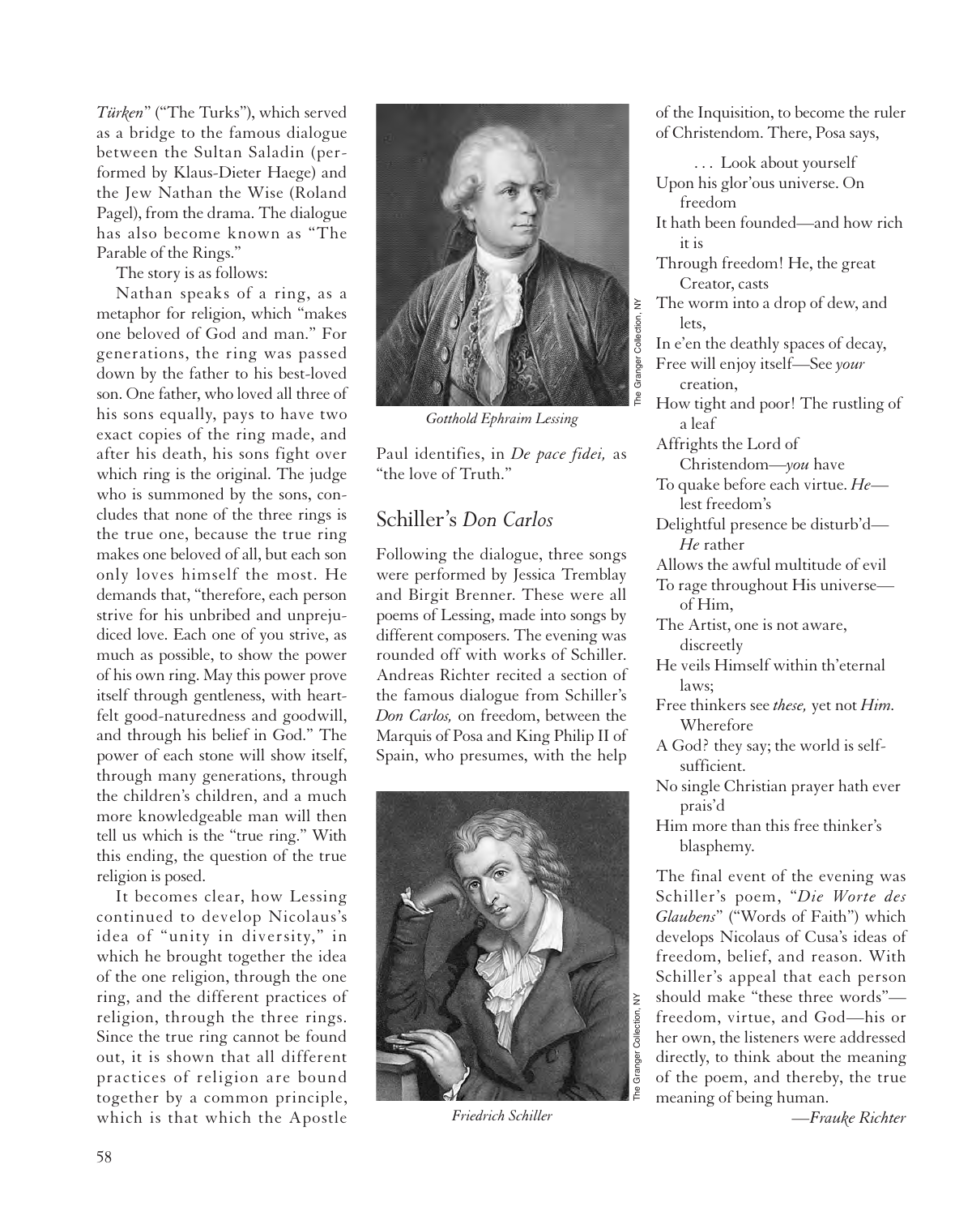*Türken*" ("The Turks"), which served as a bridge to the famous dialogue between the Sultan Saladin (performed by Klaus-Dieter Haege) and the Jew Nathan the Wise (Roland Pagel), from the drama. The dialogue has also become known as "The Parable of the Rings."

The story is as follows:

Nathan speaks of a ring, as a metaphor for religion, which "makes one beloved of God and man." For generations, the ring was passed down by the father to his best-loved son. One father, who loved all three of his sons equally, pays to have two exact copies of the ring made, and after his death, his sons fight over which ring is the original. The judge who is summoned by the sons, concludes that none of the three rings is the true one, because the true ring makes one beloved of all, but each son only loves himself the most. He demands that, "therefore, each person strive for his unbribed and unprejudiced love. Each one of you strive, as much as possible, to show the power of his own ring. May this power prove itself through gentleness, with heartfelt good-naturedness and goodwill, and through his belief in God." The power of each stone will show itself, through many generations, through the children's children, and a much more knowledgeable man will then tell us which is the "true ring." With this ending, the question of the true religion is posed.

It becomes clear, how Lessing continued to develop Nicolaus's idea of "unity in diversity," in which he brought together the idea of the one religion, through the one ring, and the different practices of religion, through the three rings. Since the true ring cannot be found out, it is shown that all different practices of religion are bound together by a common principle, which is that which the Apostle Paul identifies, in *De pace fidei,* as "the love of Truth."

*Gotthold Ephraim Lessing*

The Granger Collection, NY

## Schiller's *Don Carlos*

Following the dialogue, three songs were performed by Jessica Tremblay and Birgit Brenner. These were all poems of Lessing, made into songs by different composers. The evening was rounded off with works of Schiller. Andreas Richter recited a section of the famous dialogue from Schiller's *Don Carlos,* on freedom, between the Marquis of Posa and King Philip II of Spain, who presumes, with the help of the Inquisition, to become the ruler of Christendom. There, Posa says,

> . . . Look about yourself
> Upon his glor'ous universe. On freedom
> It hath been founded—and how rich it is
> Through freedom! He, the great Creator, casts
> The worm into a drop of dew, and lets,
> In e'en the deathly spaces of decay,
> Free will enjoy itself—See *your* creation,
> How tight and poor! The rustling of a leaf
> Affrights the Lord of Christendom—*you* have
> To quake before each virtue. *He*—lest freedom's
> Delightful presence be disturb'd—*He* rather
> Allows the awful multitude of evil
> To rage throughout His universe—of Him,
> The Artist, one is not aware, discreetly
> He veils Himself within th'eternal laws;
> Free thinkers see *these,* yet not *Him.* Wherefore
> A God? they say; the world is self-sufficient.
> No single Christian prayer hath ever prais'd
> Him more than this free thinker's blasphemy.

*Friedrich Schiller*

The Granger Collection, NY

The final event of the evening was Schiller's poem, "*Die Worte des Glaubens*" ("Words of Faith") which develops Nicolaus of Cusa's ideas of freedom, belief, and reason. With Schiller's appeal that each person should make "these three words"—freedom, virtue, and God—his or her own, the listeners were addressed directly, to think about the meaning of the poem, and thereby, the true meaning of being human.

—*Frauke Richter*